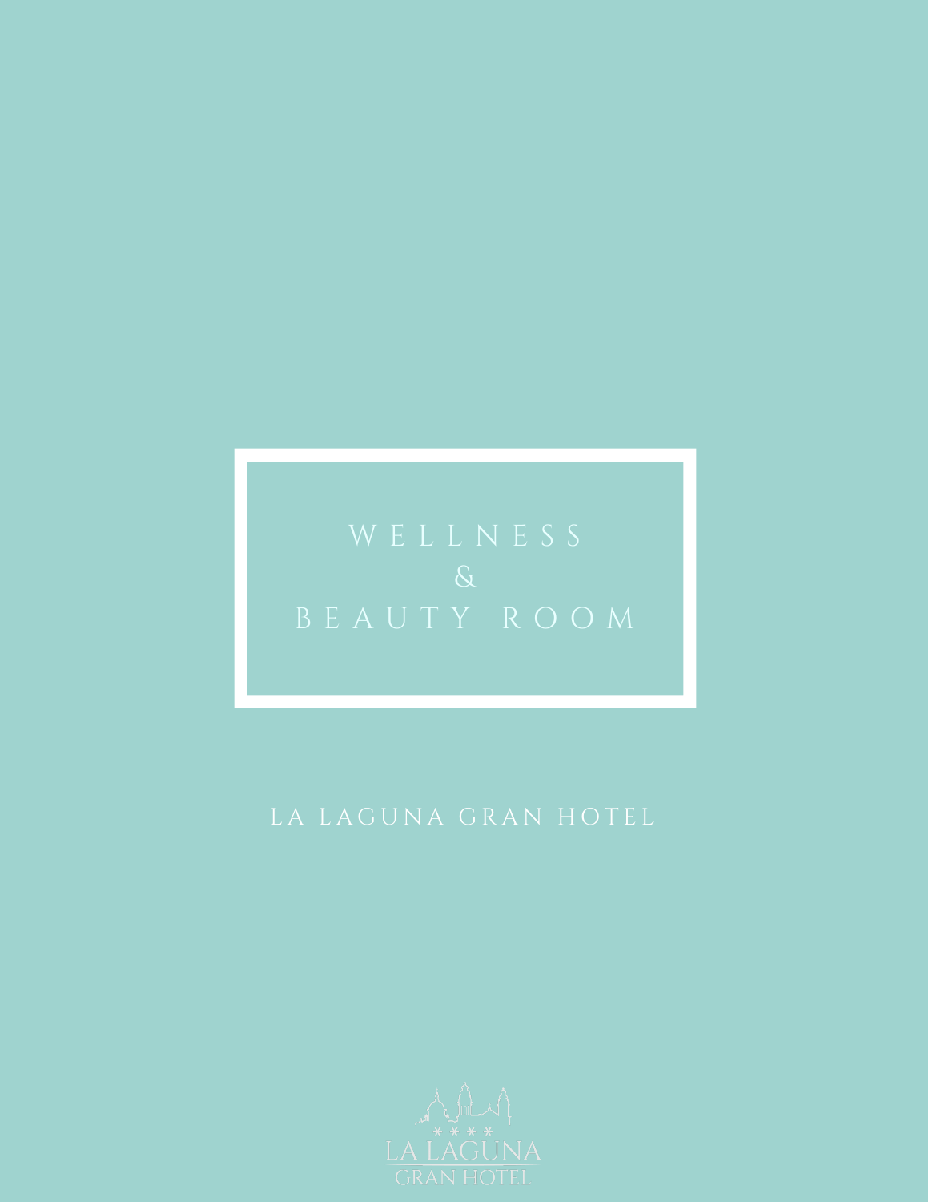# WELLNESS & BEAUTY ROOM

LA LAGUNA GRAN HOTEL

\* \* \* \*

LA LAGUNA
GRAN HOTEL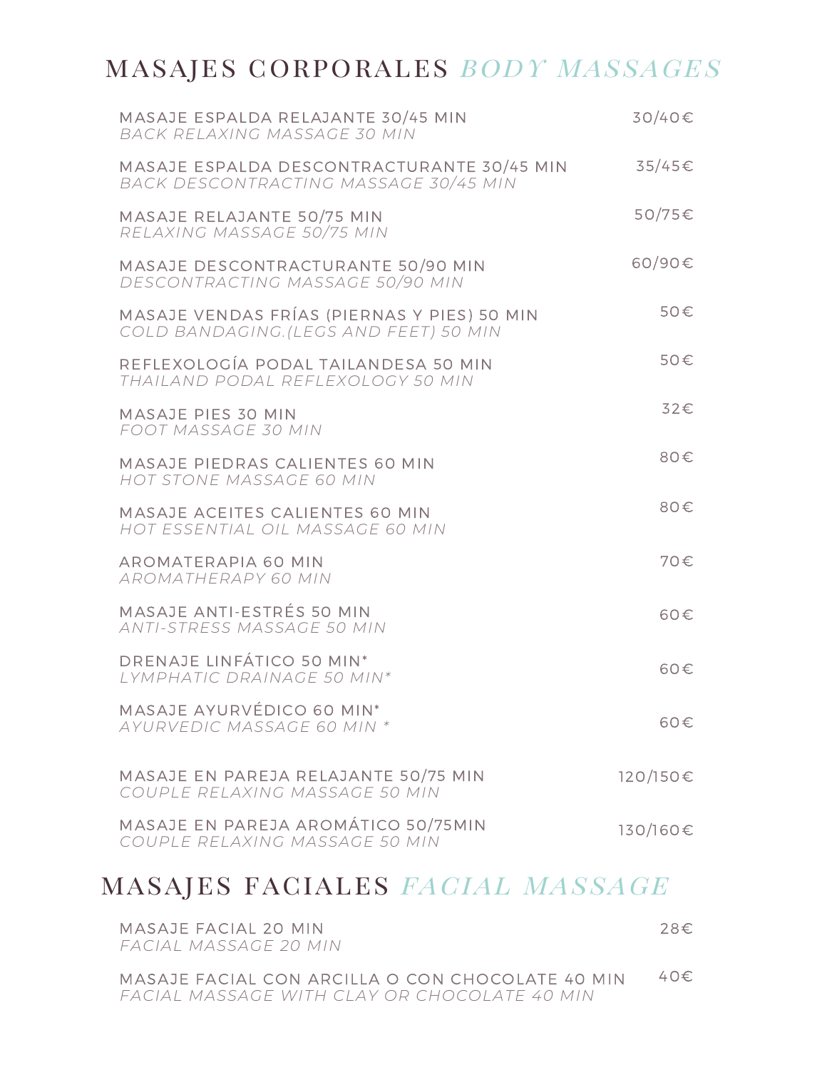# MASAJES CORPORALES *BODY MASSAGES*

| Servicio | Precio |
| --- | --- |
| MASAJE ESPALDA RELAJANTE 30/45 MIN<br>*BACK RELAXING MASSAGE 30 MIN* | 30/40€ |
| MASAJE ESPALDA DESCONTRACTURANTE 30/45 MIN<br>*BACK DESCONTRACTING MASSAGE 30/45 MIN* | 35/45€ |
| MASAJE RELAJANTE 50/75 MIN<br>*RELAXING MASSAGE 50/75 MIN* | 50/75€ |
| MASAJE DESCONTRACTURANTE 50/90 MIN<br>*DESCONTRACTING MASSAGE 50/90 MIN* | 60/90€ |
| MASAJE VENDAS FRÍAS (PIERNAS Y PIES) 50 MIN<br>*COLD BANDAGING.(LEGS AND FEET) 50 MIN* | 50€ |
| REFLEXOLOGÍA PODAL TAILANDESA 50 MIN<br>*THAILAND PODAL REFLEXOLOGY 50 MIN* | 50€ |
| MASAJE PIES 30 MIN<br>*FOOT MASSAGE 30 MIN* | 32€ |
| MASAJE PIEDRAS CALIENTES 60 MIN<br>*HOT STONE MASSAGE 60 MIN* | 80€ |
| MASAJE ACEITES CALIENTES 60 MIN<br>*HOT ESSENTIAL OIL MASSAGE 60 MIN* | 80€ |
| AROMATERAPIA 60 MIN<br>*AROMATHERAPY 60 MIN* | 70€ |
| MASAJE ANTI-ESTRÉS 50 MIN<br>*ANTI-STRESS MASSAGE 50 MIN* | 60€ |
| DRENAJE LINFÁTICO 50 MIN*<br>*LYMPHATIC DRAINAGE 50 MIN** | 60€ |
| MASAJE AYURVÉDICO 60 MIN*<br>*AYURVEDIC MASSAGE 60 MIN ** | 60€ |
| MASAJE EN PAREJA RELAJANTE 50/75 MIN<br>*COUPLE RELAXING MASSAGE 50 MIN* | 120/150€ |
| MASAJE EN PAREJA AROMÁTICO 50/75MIN<br>*COUPLE RELAXING MASSAGE 50 MIN* | 130/160€ |

# MASAJES FACIALES *FACIAL MASSAGE*

| Servicio | Precio |
| --- | --- |
| MASAJE FACIAL 20 MIN<br>*FACIAL MASSAGE 20 MIN* | 28€ |
| MASAJE FACIAL CON ARCILLA O CON CHOCOLATE 40 MIN<br>*FACIAL MASSAGE WITH CLAY OR CHOCOLATE 40 MIN* | 40€ |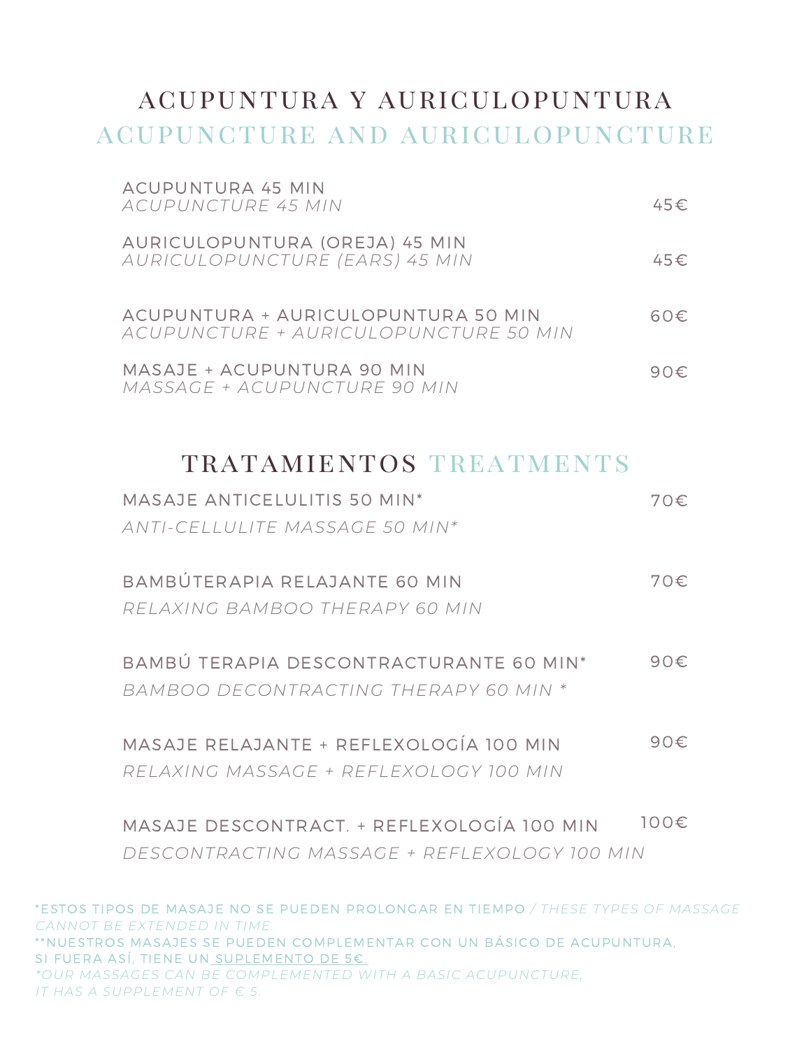## ACUPUNTURA Y AURICULOPUNTURA

## *ACUPUNCTURE AND AURICULOPUNCTURE*

| Servicio | Precio |
|---|---|
| ACUPUNTURA 45 MIN<br>*ACUPUNCTURE 45 MIN* | 45€ |
| AURICULOPUNTURA (OREJA) 45 MIN<br>*AURICULOPUNCTURE (EARS) 45 MIN* | 45€ |
| ACUPUNTURA + AURICULOPUNTURA 50 MIN<br>*ACUPUNCTURE + AURICULOPUNCTURE 50 MIN* | 60€ |
| MASAJE + ACUPUNTURA 90 MIN<br>*MASSAGE + ACUPUNCTURE 90 MIN* | 90€ |

## TRATAMIENTOS *TREATMENTS*

| Servicio | Precio |
|---|---|
| MASAJE ANTICELULITIS 50 MIN*<br>*ANTI-CELLULITE MASSAGE 50 MIN** | 70€ |
| BAMBÚTERAPIA RELAJANTE 60 MIN<br>*RELAXING BAMBOO THERAPY 60 MIN* | 70€ |
| BAMBÚ TERAPIA DESCONTRACTURANTE 60 MIN*<br>*BAMBOO DECONTRACTING THERAPY 60 MIN ** | 90€ |
| MASAJE RELAJANTE + REFLEXOLOGÍA 100 MIN<br>*RELAXING MASSAGE + REFLEXOLOGY 100 MIN* | 90€ |
| MASAJE DESCONTRACT. + REFLEXOLOGÍA 100 MIN<br>*DESCONTRACTING MASSAGE + REFLEXOLOGY 100 MIN* | 100€ |

*ESTOS TIPOS DE MASAJE NO SE PUEDEN PROLONGAR EN TIEMPO / *THESE TYPES OF MASSAGE CANNOT BE EXTENDED IN TIME.*

**NUESTROS MASAJES SE PUEDEN COMPLEMENTAR CON UN BÁSICO DE ACUPUNTURA, SI FUERA ASÍ, TIENE UN SUPLEMENTO DE 5€.

*\*OUR MASSAGES CAN BE COMPLEMENTED WITH A BASIC ACUPUNCTURE, IT HAS A SUPPLEMENT OF € 5.*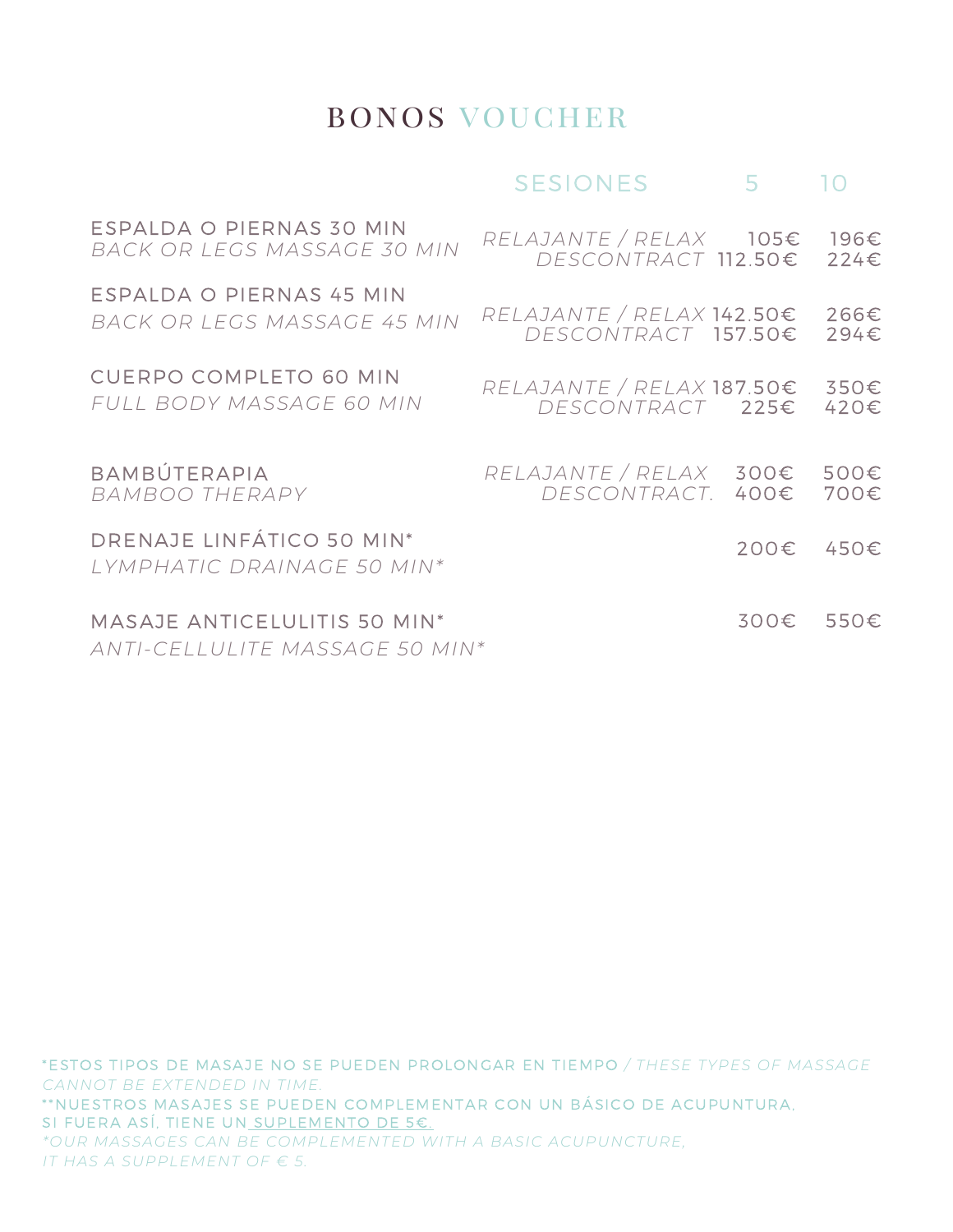# BONOS VOUCHER

| | SESIONES | 5 | 10 |
|---|---|---|---|
| ESPALDA O PIERNAS 30 MIN<br>*BACK OR LEGS MASSAGE 30 MIN* | *RELAJANTE / RELAX* | 105€ | 196€ |
| | *DESCONTRACT* | 112.50€ | 224€ |
| ESPALDA O PIERNAS 45 MIN<br>*BACK OR LEGS MASSAGE 45 MIN* | *RELAJANTE / RELAX* | 142.50€ | 266€ |
| | *DESCONTRACT* | 157.50€ | 294€ |
| CUERPO COMPLETO 60 MIN<br>*FULL BODY MASSAGE 60 MIN* | *RELAJANTE / RELAX* | 187.50€ | 350€ |
| | *DESCONTRACT* | 225€ | 420€ |
| BAMBÚTERAPIA<br>*BAMBOO THERAPY* | *RELAJANTE / RELAX* | 300€ | 500€ |
| | *DESCONTRACT.* | 400€ | 700€ |
| DRENAJE LINFÁTICO 50 MIN*<br>*LYMPHATIC DRAINAGE 50 MIN** | | 200€ | 450€ |
| MASAJE ANTICELULITIS 50 MIN*<br>*ANTI-CELLULITE MASSAGE 50 MIN** | | 300€ | 550€ |

*ESTOS TIPOS DE MASAJE NO SE PUEDEN PROLONGAR EN TIEMPO / *THESE TYPES OF MASSAGE CANNOT BE EXTENDED IN TIME.*

**NUESTROS MASAJES SE PUEDEN COMPLEMENTAR CON UN BÁSICO DE ACUPUNTURA, SI FUERA ASÍ, TIENE UN SUPLEMENTO DE 5€.

**OUR MASSAGES CAN BE COMPLEMENTED WITH A BASIC ACUPUNCTURE, IT HAS A SUPPLEMENT OF € 5.*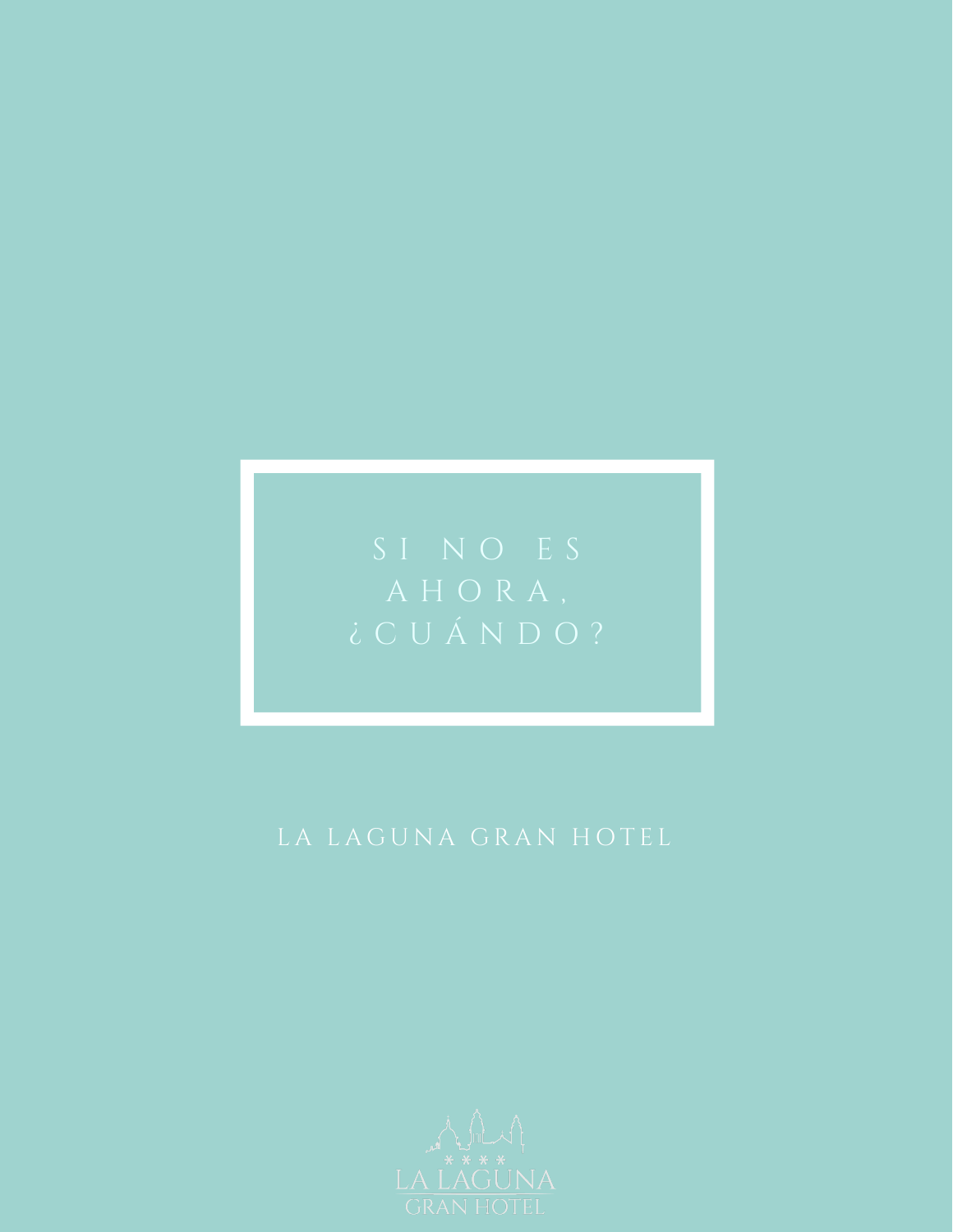SI NO ES AHORA, ¿CUÁNDO?

LA LAGUNA GRAN HOTEL

\* \* \* \*

LA LAGUNA

GRAN HOTEL